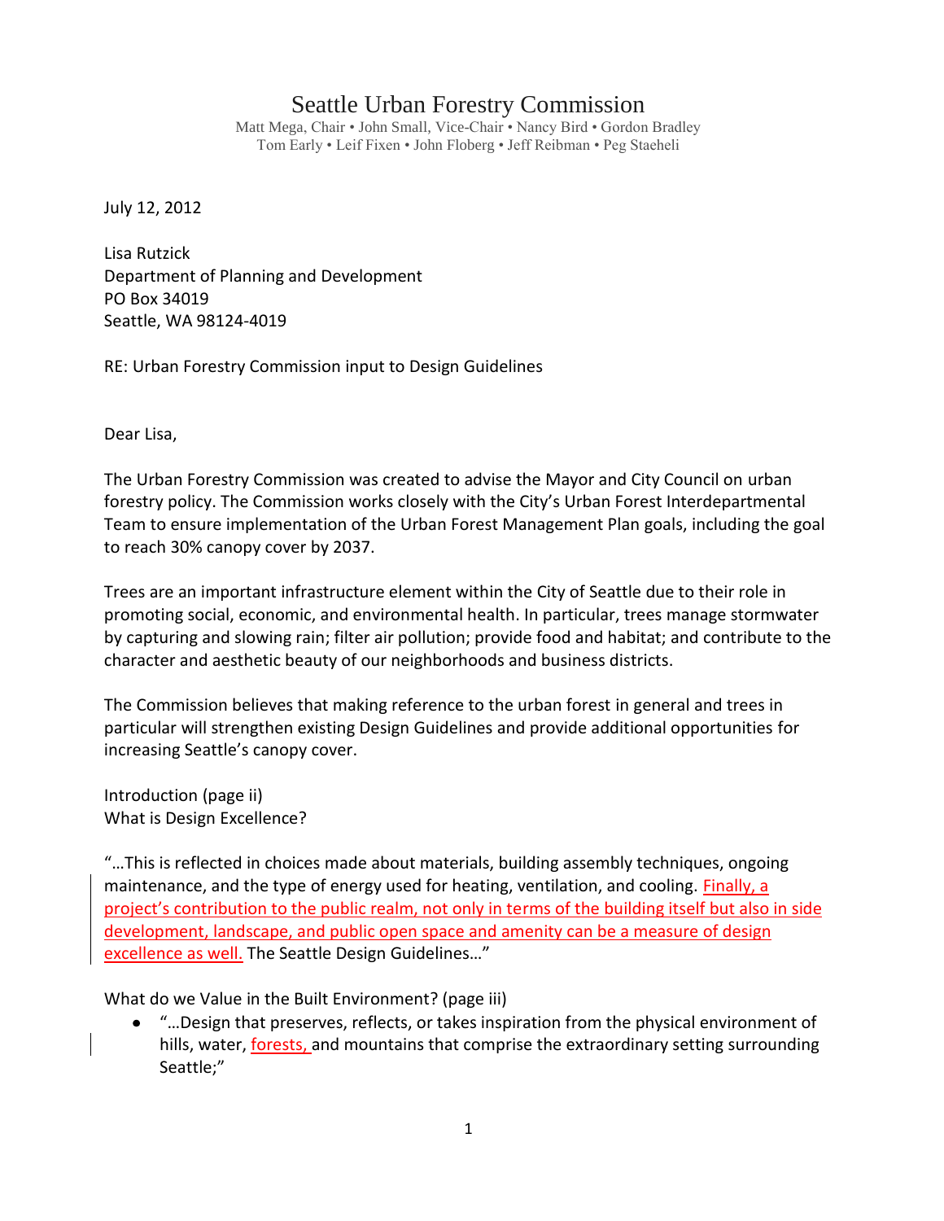# Seattle Urban Forestry Commission

Matt Mega, Chair • John Small, Vice-Chair • Nancy Bird • Gordon Bradley
Tom Early • Leif Fixen • John Floberg • Jeff Reibman • Peg Staeheli

July 12, 2012

Lisa Rutzick
Department of Planning and Development
PO Box 34019
Seattle, WA 98124-4019

RE: Urban Forestry Commission input to Design Guidelines

Dear Lisa,

The Urban Forestry Commission was created to advise the Mayor and City Council on urban forestry policy. The Commission works closely with the City's Urban Forest Interdepartmental Team to ensure implementation of the Urban Forest Management Plan goals, including the goal to reach 30% canopy cover by 2037.

Trees are an important infrastructure element within the City of Seattle due to their role in promoting social, economic, and environmental health. In particular, trees manage stormwater by capturing and slowing rain; filter air pollution; provide food and habitat; and contribute to the character and aesthetic beauty of our neighborhoods and business districts.

The Commission believes that making reference to the urban forest in general and trees in particular will strengthen existing Design Guidelines and provide additional opportunities for increasing Seattle's canopy cover.

Introduction (page ii)
What is Design Excellence?

"…This is reflected in choices made about materials, building assembly techniques, ongoing maintenance, and the type of energy used for heating, ventilation, and cooling. <u>Finally, a project's contribution to the public realm, not only in terms of the building itself but also in side development, landscape, and public open space and amenity can be a measure of design excellence as well.</u> The Seattle Design Guidelines…"

What do we Value in the Built Environment? (page iii)

- "…Design that preserves, reflects, or takes inspiration from the physical environment of hills, water, <u>forests,</u> and mountains that comprise the extraordinary setting surrounding Seattle;"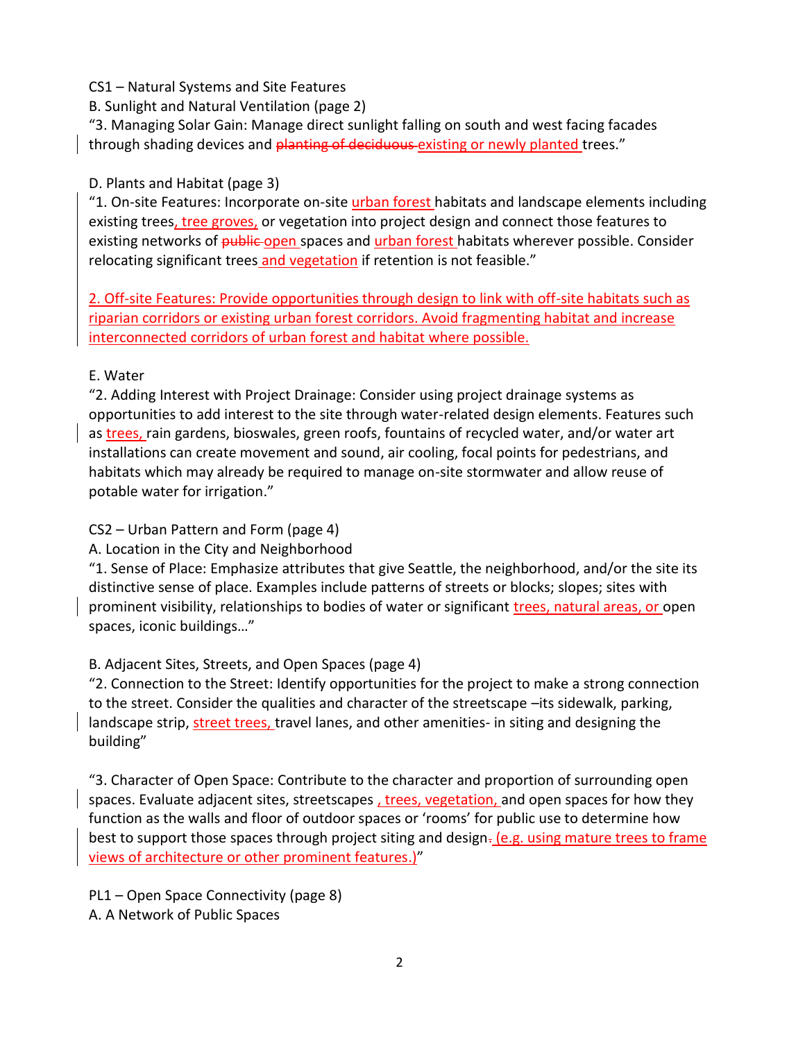CS1 – Natural Systems and Site Features

B. Sunlight and Natural Ventilation (page 2)

"3. Managing Solar Gain: Manage direct sunlight falling on south and west facing facades through shading devices and ~~planting of deciduous~~ existing or newly planted trees."

D. Plants and Habitat (page 3)

"1. On-site Features: Incorporate on-site urban forest habitats and landscape elements including existing trees, tree groves, or vegetation into project design and connect those features to existing networks of ~~public~~ open spaces and urban forest habitats wherever possible. Consider relocating significant trees and vegetation if retention is not feasible."

2. Off-site Features: Provide opportunities through design to link with off-site habitats such as riparian corridors or existing urban forest corridors. Avoid fragmenting habitat and increase interconnected corridors of urban forest and habitat where possible.

E. Water

"2. Adding Interest with Project Drainage: Consider using project drainage systems as opportunities to add interest to the site through water-related design elements. Features such as trees, rain gardens, bioswales, green roofs, fountains of recycled water, and/or water art installations can create movement and sound, air cooling, focal points for pedestrians, and habitats which may already be required to manage on-site stormwater and allow reuse of potable water for irrigation."

CS2 – Urban Pattern and Form (page 4)

A. Location in the City and Neighborhood

"1. Sense of Place: Emphasize attributes that give Seattle, the neighborhood, and/or the site its distinctive sense of place. Examples include patterns of streets or blocks; slopes; sites with prominent visibility, relationships to bodies of water or significant trees, natural areas, or open spaces, iconic buildings…"

B. Adjacent Sites, Streets, and Open Spaces (page 4)

"2. Connection to the Street: Identify opportunities for the project to make a strong connection to the street. Consider the qualities and character of the streetscape –its sidewalk, parking, landscape strip, street trees, travel lanes, and other amenities- in siting and designing the building"

"3. Character of Open Space: Contribute to the character and proportion of surrounding open spaces. Evaluate adjacent sites, streetscapes , trees, vegetation, and open spaces for how they function as the walls and floor of outdoor spaces or 'rooms' for public use to determine how best to support those spaces through project siting and design~~.~~ (e.g. using mature trees to frame views of architecture or other prominent features.)"

PL1 – Open Space Connectivity (page 8)

A. A Network of Public Spaces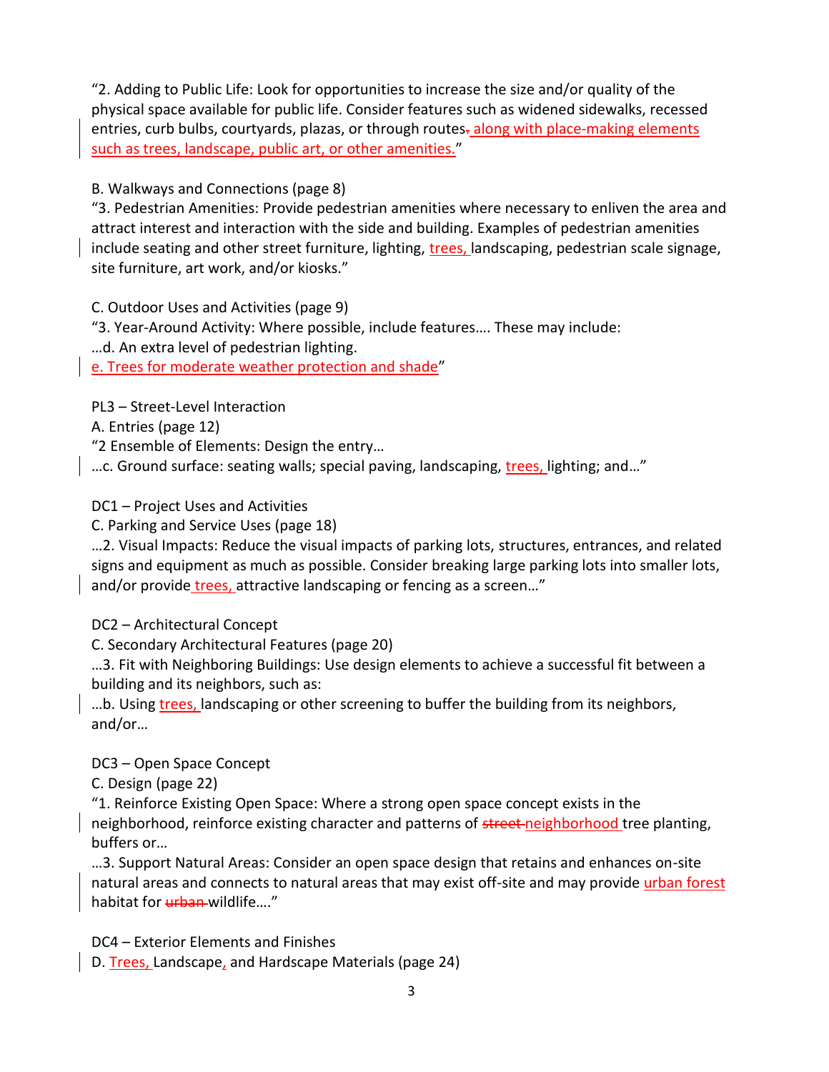"2. Adding to Public Life: Look for opportunities to increase the size and/or quality of the physical space available for public life. Consider features such as widened sidewalks, recessed entries, curb bulbs, courtyards, plazas, or through routes~~.~~ along with place-making elements such as trees, landscape, public art, or other amenities."

B. Walkways and Connections (page 8)

"3. Pedestrian Amenities: Provide pedestrian amenities where necessary to enliven the area and attract interest and interaction with the side and building. Examples of pedestrian amenities include seating and other street furniture, lighting, trees, landscaping, pedestrian scale signage, site furniture, art work, and/or kiosks."

C. Outdoor Uses and Activities (page 9)

"3. Year-Around Activity: Where possible, include features…. These may include:

…d. An extra level of pedestrian lighting.

e. Trees for moderate weather protection and shade"

PL3 – Street-Level Interaction

A. Entries (page 12)

"2 Ensemble of Elements: Design the entry…

…c. Ground surface: seating walls; special paving, landscaping, trees, lighting; and…"

DC1 – Project Uses and Activities

C. Parking and Service Uses (page 18)

…2. Visual Impacts: Reduce the visual impacts of parking lots, structures, entrances, and related signs and equipment as much as possible. Consider breaking large parking lots into smaller lots, and/or provide trees, attractive landscaping or fencing as a screen…"

DC2 – Architectural Concept

C. Secondary Architectural Features (page 20)

…3. Fit with Neighboring Buildings: Use design elements to achieve a successful fit between a building and its neighbors, such as:

…b. Using trees, landscaping or other screening to buffer the building from its neighbors, and/or…

DC3 – Open Space Concept

C. Design (page 22)

"1. Reinforce Existing Open Space: Where a strong open space concept exists in the neighborhood, reinforce existing character and patterns of ~~street~~ neighborhood tree planting, buffers or…

…3. Support Natural Areas: Consider an open space design that retains and enhances on-site natural areas and connects to natural areas that may exist off-site and may provide urban forest habitat for ~~urban~~ wildlife…."

DC4 – Exterior Elements and Finishes

D. Trees, Landscape, and Hardscape Materials (page 24)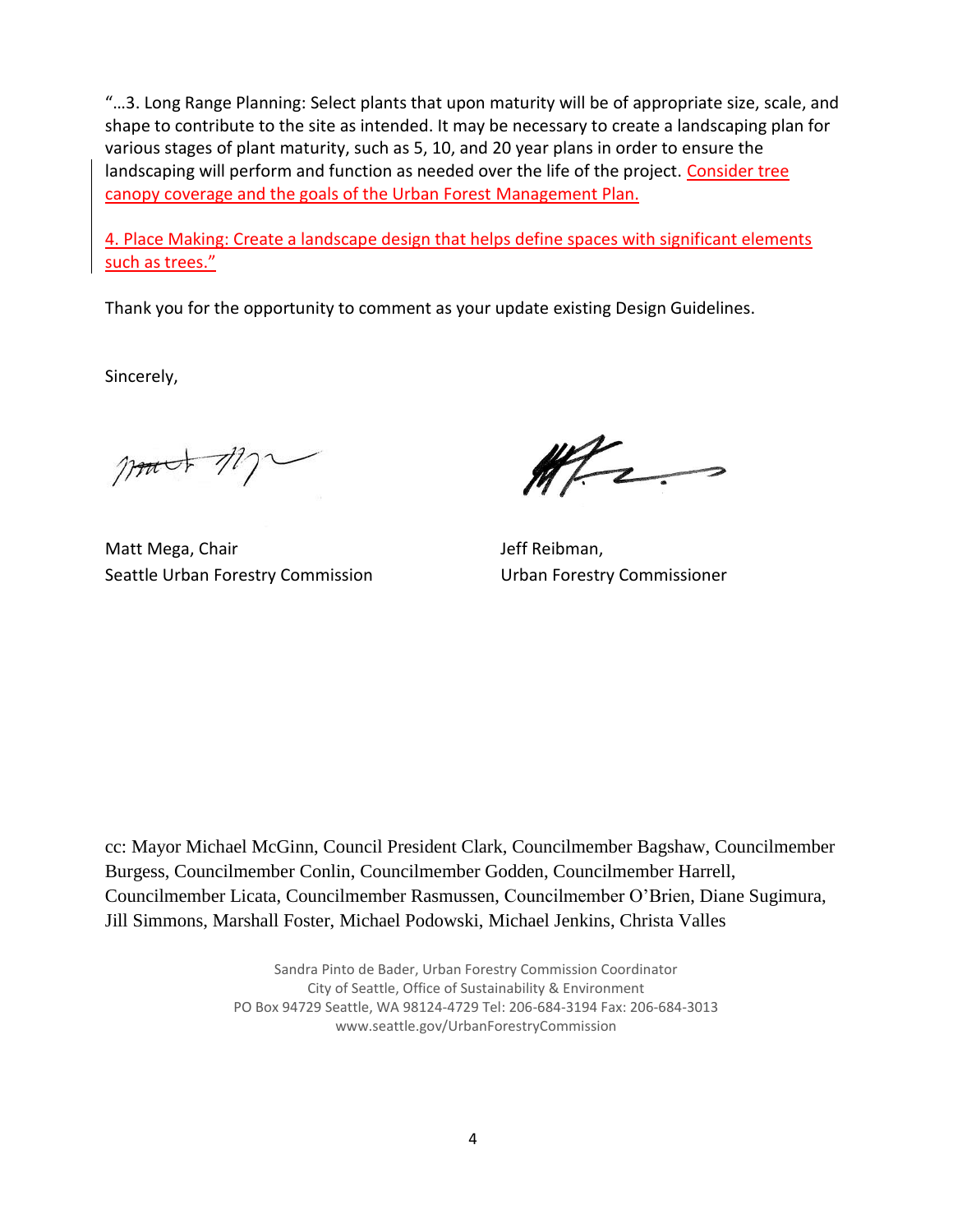"…3. Long Range Planning: Select plants that upon maturity will be of appropriate size, scale, and shape to contribute to the site as intended. It may be necessary to create a landscaping plan for various stages of plant maturity, such as 5, 10, and 20 year plans in order to ensure the landscaping will perform and function as needed over the life of the project. Consider tree canopy coverage and the goals of the Urban Forest Management Plan.

4. Place Making: Create a landscape design that helps define spaces with significant elements such as trees."

Thank you for the opportunity to comment as your update existing Design Guidelines.

Sincerely,

Matt Mega, Chair
Seattle Urban Forestry Commission

Jeff Reibman,
Urban Forestry Commissioner

cc: Mayor Michael McGinn, Council President Clark, Councilmember Bagshaw, Councilmember Burgess, Councilmember Conlin, Councilmember Godden, Councilmember Harrell, Councilmember Licata, Councilmember Rasmussen, Councilmember O'Brien, Diane Sugimura, Jill Simmons, Marshall Foster, Michael Podowski, Michael Jenkins, Christa Valles

Sandra Pinto de Bader, Urban Forestry Commission Coordinator
City of Seattle, Office of Sustainability & Environment
PO Box 94729 Seattle, WA 98124-4729 Tel: 206-684-3194 Fax: 206-684-3013
www.seattle.gov/UrbanForestryCommission